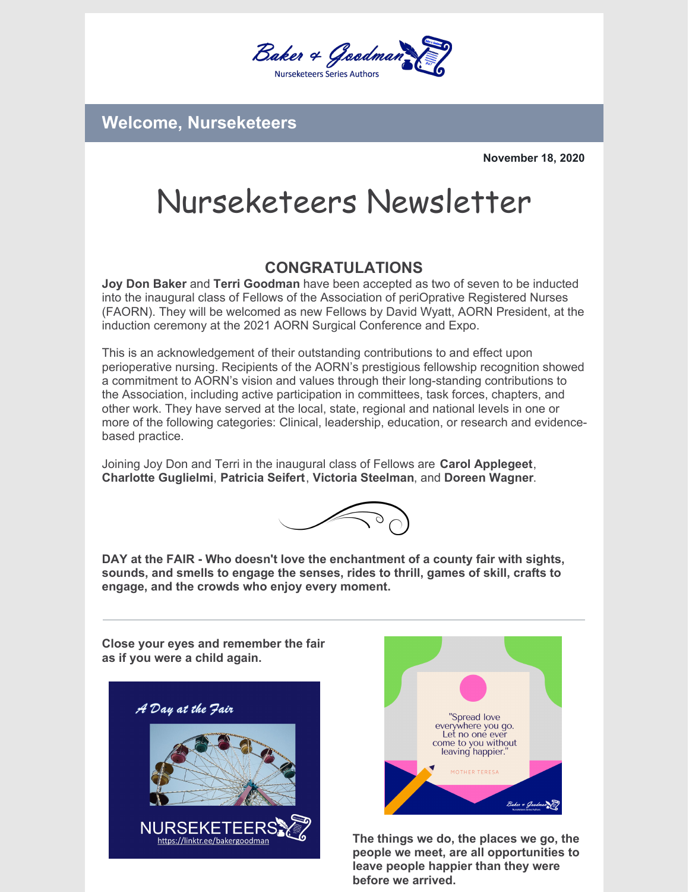Baker & Goodman
Nurseketeers Series Authors

## Welcome, Nurseketeers

**November 18, 2020**

# Nurseketeers Newsletter

## CONGRATULATIONS

**Joy Don Baker** and **Terri Goodman** have been accepted as two of seven to be inducted into the inaugural class of Fellows of the Association of periOprative Registered Nurses (FAORN). They will be welcomed as new Fellows by David Wyatt, AORN President, at the induction ceremony at the 2021 AORN Surgical Conference and Expo.

This is an acknowledgement of their outstanding contributions to and effect upon perioperative nursing. Recipients of the AORN's prestigious fellowship recognition showed a commitment to AORN's vision and values through their long-standing contributions to the Association, including active participation in committees, task forces, chapters, and other work. They have served at the local, state, regional and national levels in one or more of the following categories: Clinical, leadership, education, or research and evidence-based practice.

Joining Joy Don and Terri in the inaugural class of Fellows are **Carol Applegeet**, **Charlotte Guglielmi**, **Patricia Seifert**, **Victoria Steelman**, and **Doreen Wagner**.

**DAY at the FAIR - Who doesn't love the enchantment of a county fair with sights, sounds, and smells to engage the senses, rides to thrill, games of skill, crafts to engage, and the crowds who enjoy every moment.**

---

**Close your eyes and remember the fair as if you were a child again.**

*A Day at the Fair*

NURSEKETEERS
https://linktr.ee/bakergoodman

"Spread love everywhere you go. Let no one ever come to you without leaving happier."

MOTHER TERESA

**The things we do, the places we go, the people we meet, are all opportunities to leave people happier than they were before we arrived.**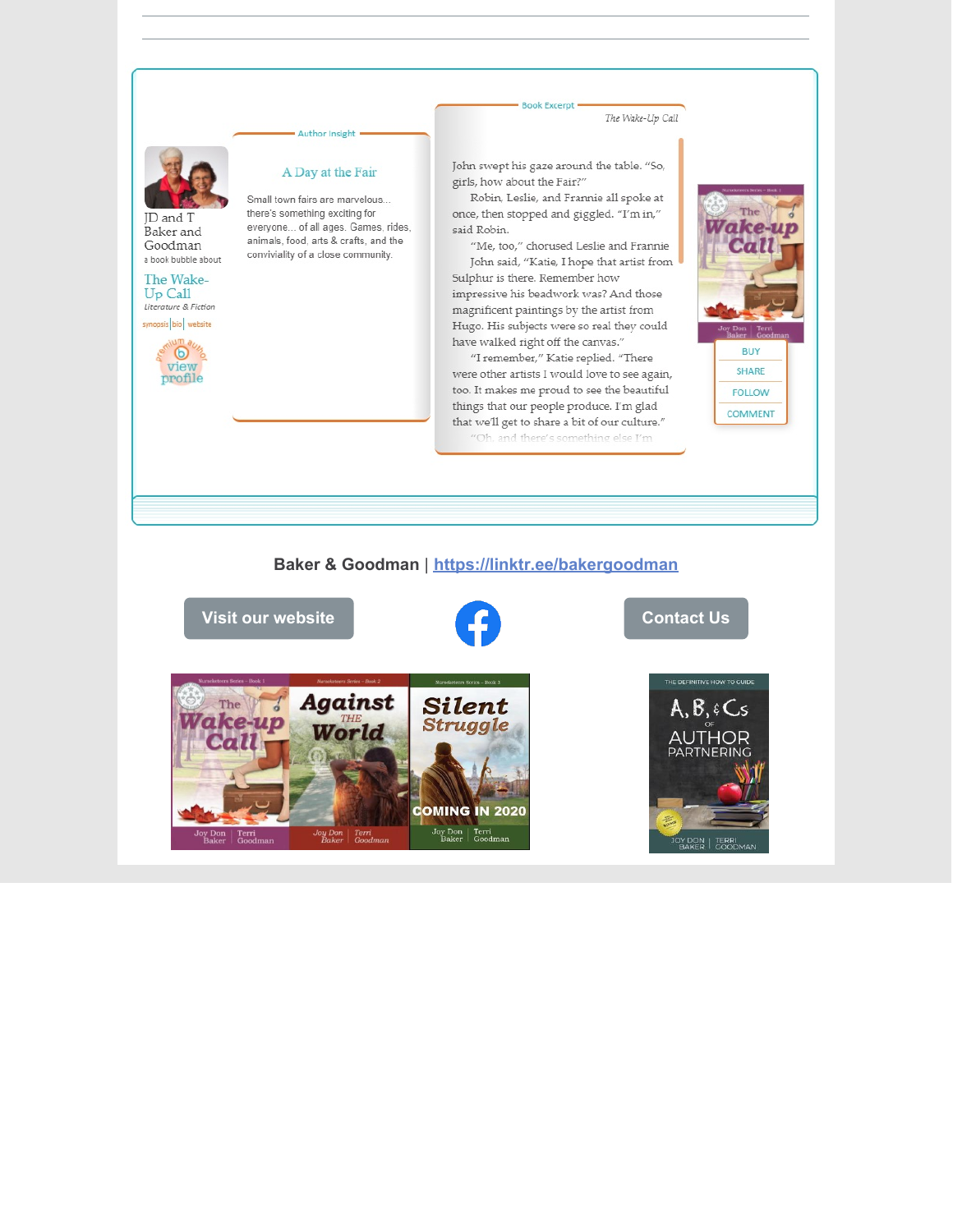JD and T Baker and Goodman

a book bubble about

The Wake-Up Call

*Literature & Fiction*

synopsis | bio | website

premium author view profile

Author Insight

## A Day at the Fair

Small town fairs are marvelous... there's something exciting for everyone... of all ages. Games, rides, animals, food, arts & crafts, and the conviviality of a close community.

Book Excerpt

*The Wake-Up Call*

John swept his gaze around the table. "So, girls, how about the Fair?"

Robin, Leslie, and Frannie all spoke at once, then stopped and giggled. "I'm in," said Robin.

"Me, too," chorused Leslie and Frannie

John said, "Katie, I hope that artist from Sulphur is there. Remember how impressive his beadwork was? And those magnificent paintings by the artist from Hugo. His subjects were so real they could have walked right off the canvas."

"I remember," Katie replied. "There were other artists I would love to see again, too. It makes me proud to see the beautiful things that our people produce. I'm glad that we'll get to share a bit of our culture."

"Oh, and there's something else I'm

BUY

SHARE

FOLLOW

COMMENT

**Baker & Goodman** | https://linktr.ee/bakergoodman

Visit our website

Contact Us